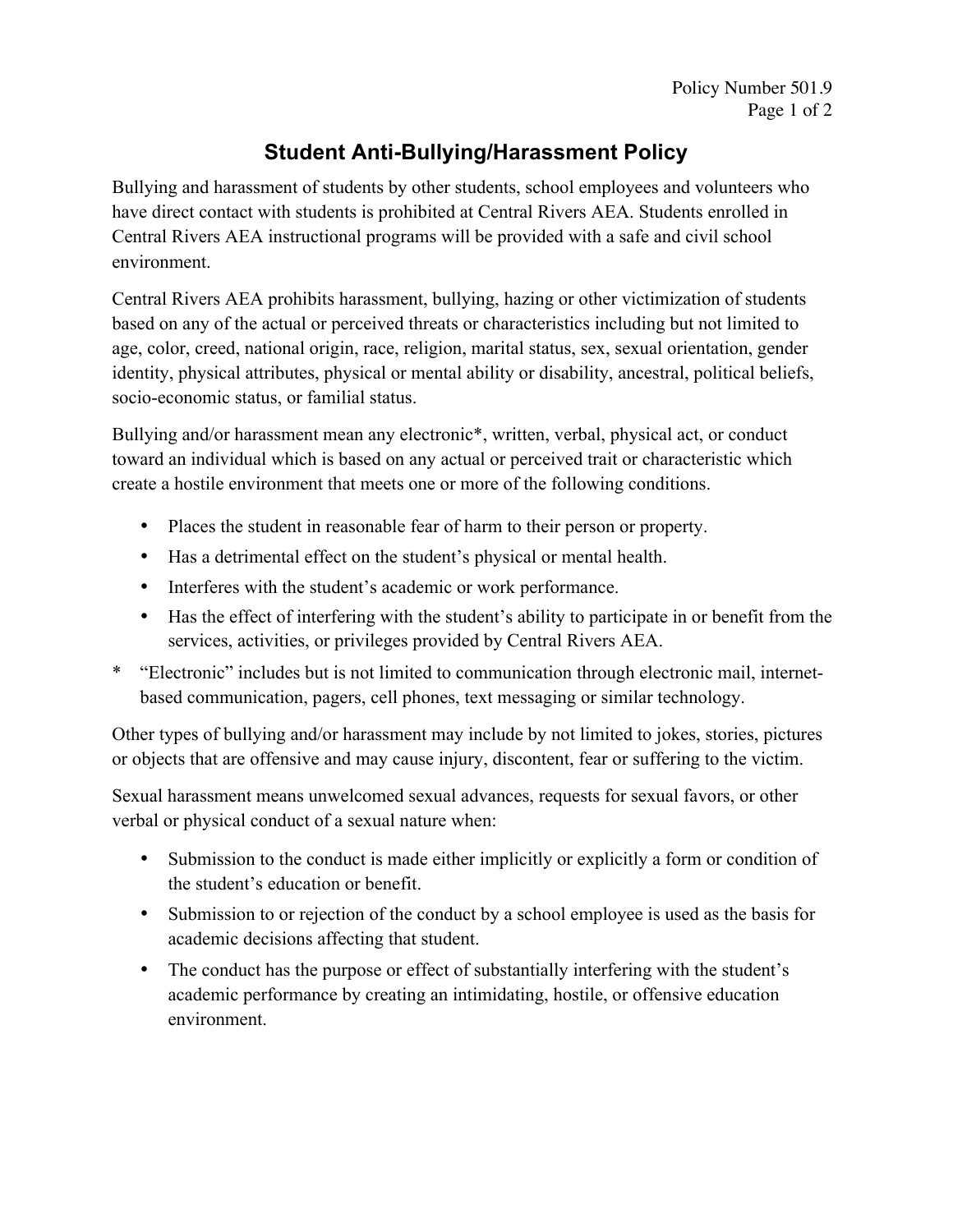# Student Anti-Bullying/Harassment Policy

Bullying and harassment of students by other students, school employees and volunteers who have direct contact with students is prohibited at Central Rivers AEA. Students enrolled in Central Rivers AEA instructional programs will be provided with a safe and civil school environment.

Central Rivers AEA prohibits harassment, bullying, hazing or other victimization of students based on any of the actual or perceived threats or characteristics including but not limited to age, color, creed, national origin, race, religion, marital status, sex, sexual orientation, gender identity, physical attributes, physical or mental ability or disability, ancestral, political beliefs, socio-economic status, or familial status.

Bullying and/or harassment mean any electronic*, written, verbal, physical act, or conduct toward an individual which is based on any actual or perceived trait or characteristic which create a hostile environment that meets one or more of the following conditions.

- Places the student in reasonable fear of harm to their person or property.
- Has a detrimental effect on the student's physical or mental health.
- Interferes with the student's academic or work performance.
- Has the effect of interfering with the student's ability to participate in or benefit from the services, activities, or privileges provided by Central Rivers AEA.

\* "Electronic" includes but is not limited to communication through electronic mail, internet-based communication, pagers, cell phones, text messaging or similar technology.

Other types of bullying and/or harassment may include by not limited to jokes, stories, pictures or objects that are offensive and may cause injury, discontent, fear or suffering to the victim.

Sexual harassment means unwelcomed sexual advances, requests for sexual favors, or other verbal or physical conduct of a sexual nature when:

- Submission to the conduct is made either implicitly or explicitly a form or condition of the student's education or benefit.
- Submission to or rejection of the conduct by a school employee is used as the basis for academic decisions affecting that student.
- The conduct has the purpose or effect of substantially interfering with the student's academic performance by creating an intimidating, hostile, or offensive education environment.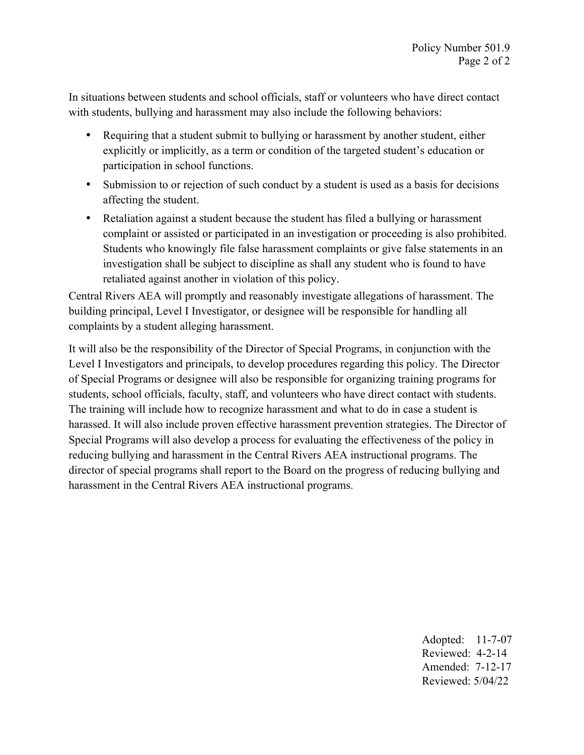In situations between students and school officials, staff or volunteers who have direct contact with students, bullying and harassment may also include the following behaviors:

- Requiring that a student submit to bullying or harassment by another student, either explicitly or implicitly, as a term or condition of the targeted student's education or participation in school functions.
- Submission to or rejection of such conduct by a student is used as a basis for decisions affecting the student.
- Retaliation against a student because the student has filed a bullying or harassment complaint or assisted or participated in an investigation or proceeding is also prohibited. Students who knowingly file false harassment complaints or give false statements in an investigation shall be subject to discipline as shall any student who is found to have retaliated against another in violation of this policy.

Central Rivers AEA will promptly and reasonably investigate allegations of harassment. The building principal, Level I Investigator, or designee will be responsible for handling all complaints by a student alleging harassment.

It will also be the responsibility of the Director of Special Programs, in conjunction with the Level I Investigators and principals, to develop procedures regarding this policy. The Director of Special Programs or designee will also be responsible for organizing training programs for students, school officials, faculty, staff, and volunteers who have direct contact with students. The training will include how to recognize harassment and what to do in case a student is harassed. It will also include proven effective harassment prevention strategies. The Director of Special Programs will also develop a process for evaluating the effectiveness of the policy in reducing bullying and harassment in the Central Rivers AEA instructional programs. The director of special programs shall report to the Board on the progress of reducing bullying and harassment in the Central Rivers AEA instructional programs.

Adopted: 11-7-07
Reviewed: 4-2-14
Amended: 7-12-17
Reviewed: 5/04/22